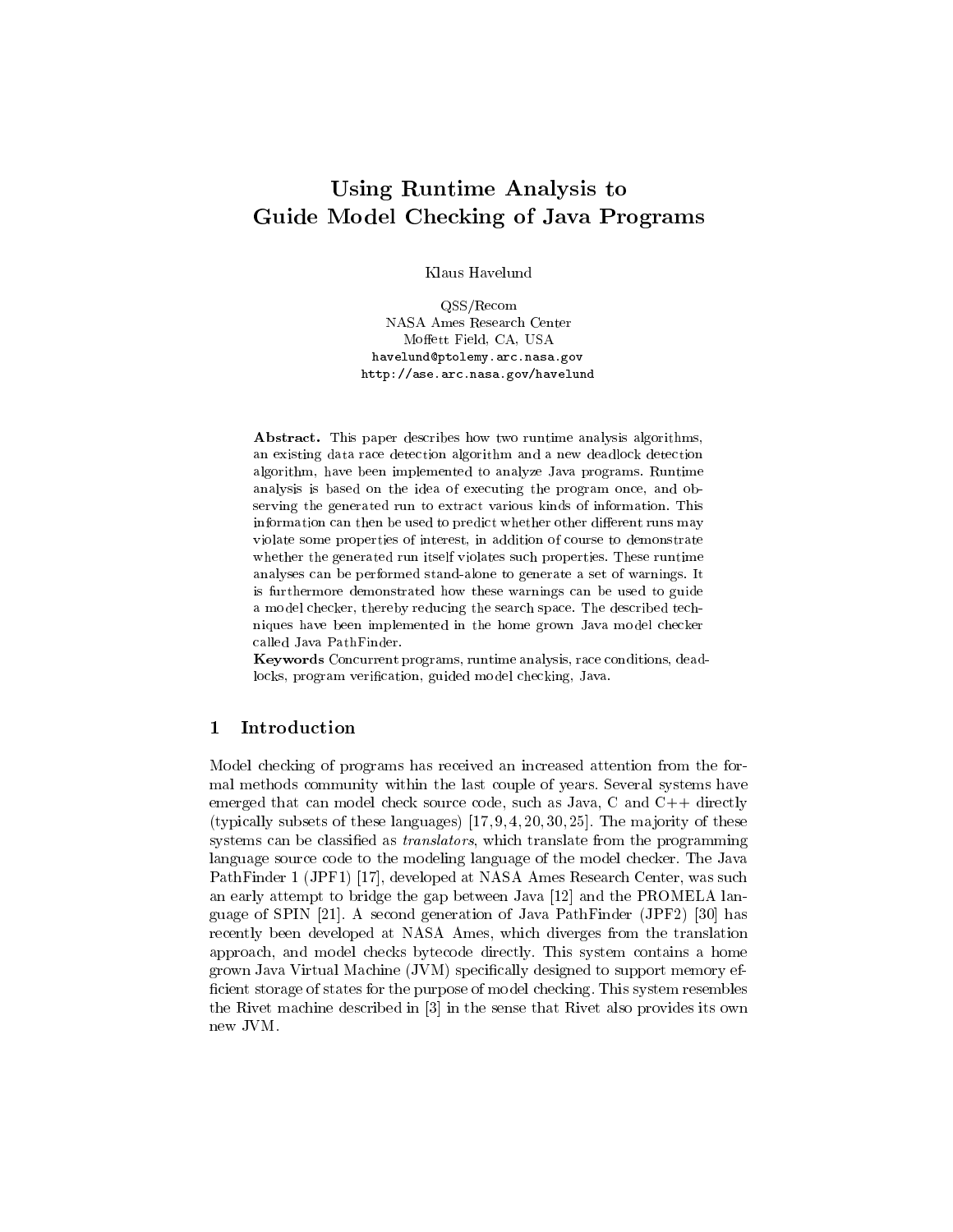# Using Runtime Analysis to Guide Model Checking of Java Programs

Klaus Havelund

QSS/Recom
NASA Ames Research Center
Moffett Field, CA, USA
havelund@ptolemy.arc.nasa.gov
http://ase.arc.nasa.gov/havelund

**Abstract.** This paper describes how two runtime analysis algorithms, an existing data race detection algorithm and a new deadlock detection algorithm, have been implemented to analyze Java programs. Runtime analysis is based on the idea of executing the program once, and observing the generated run to extract various kinds of information. This information can then be used to predict whether other different runs may violate some properties of interest, in addition of course to demonstrate whether the generated run itself violates such properties. These runtime analyses can be performed stand-alone to generate a set of warnings. It is furthermore demonstrated how these warnings can be used to guide a model checker, thereby reducing the search space. The described techniques have been implemented in the home grown Java model checker called Java PathFinder.

**Keywords** Concurrent programs, runtime analysis, race conditions, deadlocks, program verification, guided model checking, Java.

## 1 Introduction

Model checking of programs has received an increased attention from the formal methods community within the last couple of years. Several systems have emerged that can model check source code, such as Java, C and C++ directly (typically subsets of these languages) [17, 9, 4, 20, 30, 25]. The majority of these systems can be classified as *translators*, which translate from the programming language source code to the modeling language of the model checker. The Java PathFinder 1 (JPF1) [17], developed at NASA Ames Research Center, was such an early attempt to bridge the gap between Java [12] and the PROMELA language of SPIN [21]. A second generation of Java PathFinder (JPF2) [30] has recently been developed at NASA Ames, which diverges from the translation approach, and model checks bytecode directly. This system contains a home grown Java Virtual Machine (JVM) specifically designed to support memory efficient storage of states for the purpose of model checking. This system resembles the Rivet machine described in [3] in the sense that Rivet also provides its own new JVM.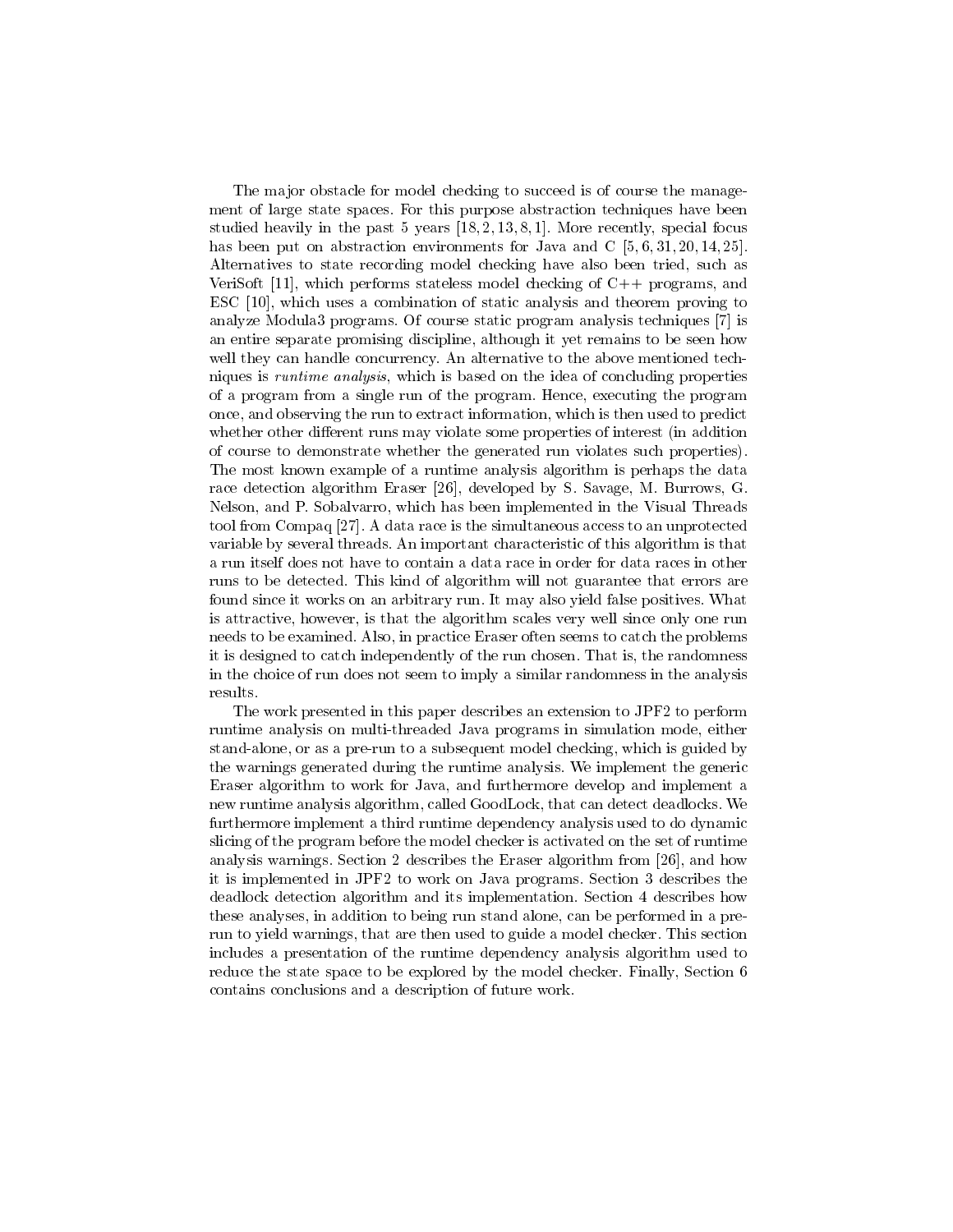The major obstacle for model checking to succeed is of course the management of large state spaces. For this purpose abstraction techniques have been studied heavily in the past 5 years [18, 2, 13, 8, 1]. More recently, special focus has been put on abstraction environments for Java and C [5, 6, 31, 20, 14, 25]. Alternatives to state recording model checking have also been tried, such as VeriSoft [11], which performs stateless model checking of C++ programs, and ESC [10], which uses a combination of static analysis and theorem proving to analyze Modula3 programs. Of course static program analysis techniques [7] is an entire separate promising discipline, although it yet remains to be seen how well they can handle concurrency. An alternative to the above mentioned techniques is *runtime analysis*, which is based on the idea of concluding properties of a program from a single run of the program. Hence, executing the program once, and observing the run to extract information, which is then used to predict whether other different runs may violate some properties of interest (in addition of course to demonstrate whether the generated run violates such properties). The most known example of a runtime analysis algorithm is perhaps the data race detection algorithm Eraser [26], developed by S. Savage, M. Burrows, G. Nelson, and P. Sobalvarro, which has been implemented in the Visual Threads tool from Compaq [27]. A data race is the simultaneous access to an unprotected variable by several threads. An important characteristic of this algorithm is that a run itself does not have to contain a data race in order for data races in other runs to be detected. This kind of algorithm will not guarantee that errors are found since it works on an arbitrary run. It may also yield false positives. What is attractive, however, is that the algorithm scales very well since only one run needs to be examined. Also, in practice Eraser often seems to catch the problems it is designed to catch independently of the run chosen. That is, the randomness in the choice of run does not seem to imply a similar randomness in the analysis results.

The work presented in this paper describes an extension to JPF2 to perform runtime analysis on multi-threaded Java programs in simulation mode, either stand-alone, or as a pre-run to a subsequent model checking, which is guided by the warnings generated during the runtime analysis. We implement the generic Eraser algorithm to work for Java, and furthermore develop and implement a new runtime analysis algorithm, called GoodLock, that can detect deadlocks. We furthermore implement a third runtime dependency analysis used to do dynamic slicing of the program before the model checker is activated on the set of runtime analysis warnings. Section 2 describes the Eraser algorithm from [26], and how it is implemented in JPF2 to work on Java programs. Section 3 describes the deadlock detection algorithm and its implementation. Section 4 describes how these analyses, in addition to being run stand alone, can be performed in a pre-run to yield warnings, that are then used to guide a model checker. This section includes a presentation of the runtime dependency analysis algorithm used to reduce the state space to be explored by the model checker. Finally, Section 6 contains conclusions and a description of future work.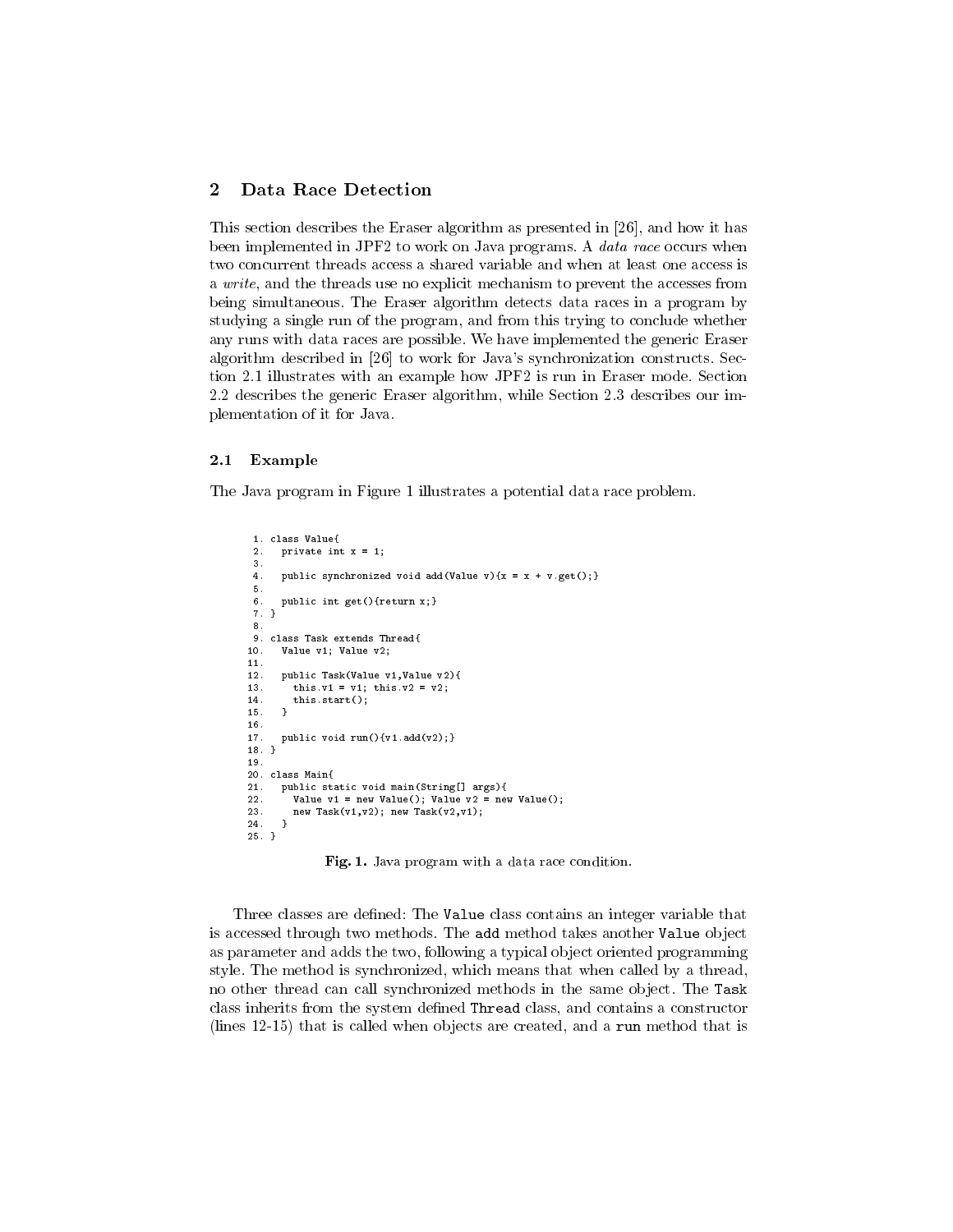## 2 Data Race Detection

This section describes the Eraser algorithm as presented in [26], and how it has been implemented in JPF2 to work on Java programs. A *data race* occurs when two concurrent threads access a shared variable and when at least one access is a *write*, and the threads use no explicit mechanism to prevent the accesses from being simultaneous. The Eraser algorithm detects data races in a program by studying a single run of the program, and from this trying to conclude whether any runs with data races are possible. We have implemented the generic Eraser algorithm described in [26] to work for Java's synchronization constructs. Section 2.1 illustrates with an example how JPF2 is run in Eraser mode. Section 2.2 describes the generic Eraser algorithm, while Section 2.3 describes our implementation of it for Java.

### 2.1 Example

The Java program in Figure 1 illustrates a potential data race problem.

```
 1. class Value{
 2.   private int x = 1;
 3.
 4.   public synchronized void add(Value v){x = x + v.get();}
 5.
 6.   public int get(){return x;}
 7. }
 8.
 9. class Task extends Thread{
10.   Value v1; Value v2;
11.
12.   public Task(Value v1,Value v2){
13.     this.v1 = v1; this.v2 = v2;
14.     this.start();
15.   }
16.
17.   public void run(){v1.add(v2);}
18. }
19.
20. class Main{
21.   public static void main(String[] args){
22.     Value v1 = new Value(); Value v2 = new Value();
23.     new Task(v1,v2); new Task(v2,v1);
24.   }
25. }
```

**Fig. 1.** Java program with a data race condition.

Three classes are defined: The `Value` class contains an integer variable that is accessed through two methods. The `add` method takes another `Value` object as parameter and adds the two, following a typical object oriented programming style. The method is synchronized, which means that when called by a thread, no other thread can call synchronized methods in the same object. The `Task` class inherits from the system defined `Thread` class, and contains a constructor (lines 12-15) that is called when objects are created, and a `run` method that is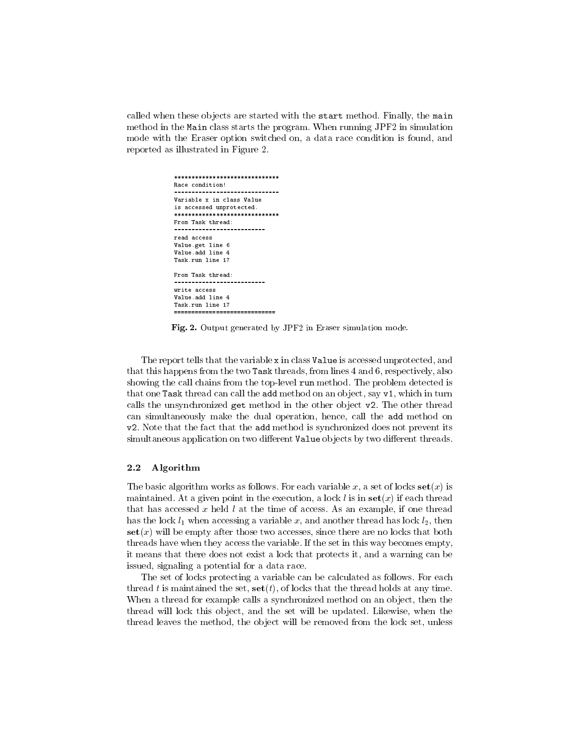called when these objects are started with the `start` method. Finally, the `main` method in the `Main` class starts the program. When running JPF2 in simulation mode with the Eraser option switched on, a data race condition is found, and reported as illustrated in Figure 2.

```
******************************
Race condition!
------------------------------
Variable x in class Value
is accessed unprotected.
******************************
From Task thread:
--------------------------
read access
Value.get line 6
Value.add line 4
Task.run line 17

From Task thread:
--------------------------
write access
Value.add line 4
Task.run line 17
=============================
```

**Fig. 2.** Output generated by JPF2 in Eraser simulation mode.

The report tells that the variable `x` in class `Value` is accessed unprotected, and that this happens from the two `Task` threads, from lines 4 and 6, respectively, also showing the call chains from the top-level `run` method. The problem detected is that one `Task` thread can call the `add` method on an object, say `v1`, which in turn calls the unsynchronized `get` method in the other object `v2`. The other thread can simultaneously make the dual operation, hence, call the `add` method on `v2`. Note that the fact that the `add` method is synchronized does not prevent its simultaneous application on two different `Value` objects by two different threads.

### 2.2 Algorithm

The basic algorithm works as follows. For each variable $x$, a set of locks $\mathbf{set}(x)$ is maintained. At a given point in the execution, a lock $l$ is in $\mathbf{set}(x)$ if each thread that has accessed $x$ held $l$ at the time of access. As an example, if one thread has the lock $l_1$ when accessing a variable $x$, and another thread has lock $l_2$, then $\mathbf{set}(x)$ will be empty after those two accesses, since there are no locks that both threads have when they access the variable. If the set in this way becomes empty, it means that there does not exist a lock that protects it, and a warning can be issued, signaling a potential for a data race.

The set of locks protecting a variable can be calculated as follows. For each thread $t$ is maintained the set, $\mathbf{set}(t)$, of locks that the thread holds at any time. When a thread for example calls a synchronized method on an object, then the thread will lock this object, and the set will be updated. Likewise, when the thread leaves the method, the object will be removed from the lock set, unless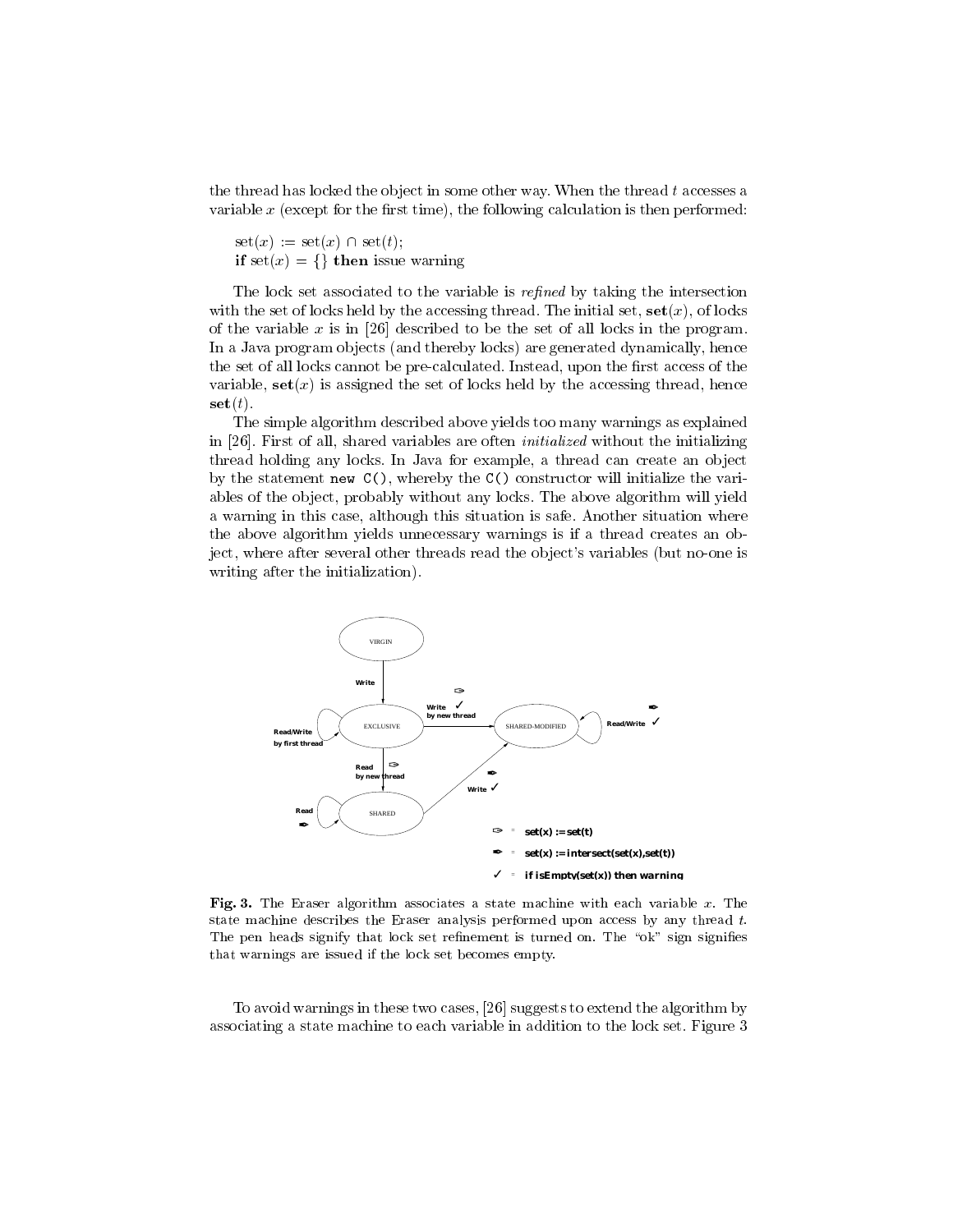the thread has locked the object in some other way. When the thread $t$ accesses a variable $x$ (except for the first time), the following calculation is then performed:

set($x$) := set($x$) $\cap$ set($t$);
**if** set($x$) = {} **then** issue warning

The lock set associated to the variable is *refined* by taking the intersection with the set of locks held by the accessing thread. The initial set, **set**($x$), of locks of the variable $x$ is in [26] described to be the set of all locks in the program. In a Java program objects (and thereby locks) are generated dynamically, hence the set of all locks cannot be pre-calculated. Instead, upon the first access of the variable, **set**($x$) is assigned the set of locks held by the accessing thread, hence **set**($t$).

The simple algorithm described above yields too many warnings as explained in [26]. First of all, shared variables are often *initialized* without the initializing thread holding any locks. In Java for example, a thread can create an object by the statement `new C()`, whereby the `C()` constructor will initialize the variables of the object, probably without any locks. The above algorithm will yield a warning in this case, although this situation is safe. Another situation where the above algorithm yields unnecessary warnings is if a thread creates an object, where after several other threads read the object's variables (but no-one is writing after the initialization).

VIRGIN
Write
EXCLUSIVE
Read/Write
by first thread
Write ✓
by new thread
SHARED-MODIFIED
Read/Write ✓
Read
by new thread
SHARED
Read
Write ✓
= set(x) := set(t)
= set(x) := intersect(set(x),set(t))
✓ = if isEmpty(set(x)) then warning

**Fig. 3.** The Eraser algorithm associates a state machine with each variable $x$. The state machine describes the Eraser analysis performed upon access by any thread $t$. The pen heads signify that lock set refinement is turned on. The "ok" sign signifies that warnings are issued if the lock set becomes empty.

To avoid warnings in these two cases, [26] suggests to extend the algorithm by associating a state machine to each variable in addition to the lock set. Figure 3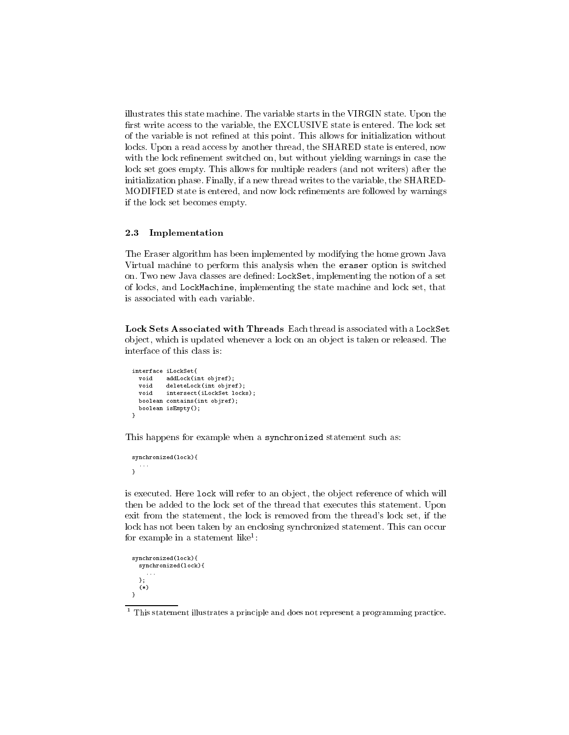illustrates this state machine. The variable starts in the VIRGIN state. Upon the first write access to the variable, the EXCLUSIVE state is entered. The lock set of the variable is not refined at this point. This allows for initialization without locks. Upon a read access by another thread, the SHARED state is entered, now with the lock refinement switched on, but without yielding warnings in case the lock set goes empty. This allows for multiple readers (and not writers) after the initialization phase. Finally, if a new thread writes to the variable, the SHARED-MODIFIED state is entered, and now lock refinements are followed by warnings if the lock set becomes empty.

### 2.3 Implementation

The Eraser algorithm has been implemented by modifying the home grown Java Virtual machine to perform this analysis when the `eraser` option is switched on. Two new Java classes are defined: `LockSet`, implementing the notion of a set of locks, and `LockMachine`, implementing the state machine and lock set, that is associated with each variable.

**Lock Sets Associated with Threads** Each thread is associated with a `LockSet` object, which is updated whenever a lock on an object is taken or released. The interface of this class is:

```
interface iLockSet{
  void    addLock(int objref);
  void    deleteLock(int objref);
  void    intersect(iLockSet locks);
  boolean contains(int objref);
  boolean isEmpty();
}
```

This happens for example when a `synchronized` statement such as:

```
synchronized(lock){
  ...
}
```

is executed. Here `lock` will refer to an object, the object reference of which will then be added to the lock set of the thread that executes this statement. Upon exit from the statement, the lock is removed from the thread's lock set, if the lock has not been taken by an enclosing synchronized statement. This can occur for example in a statement like[1]:

```
synchronized(lock){
  synchronized(lock){
    ...
  };
  (*)
}
```

[1] This statement illustrates a principle and does not represent a programming practice.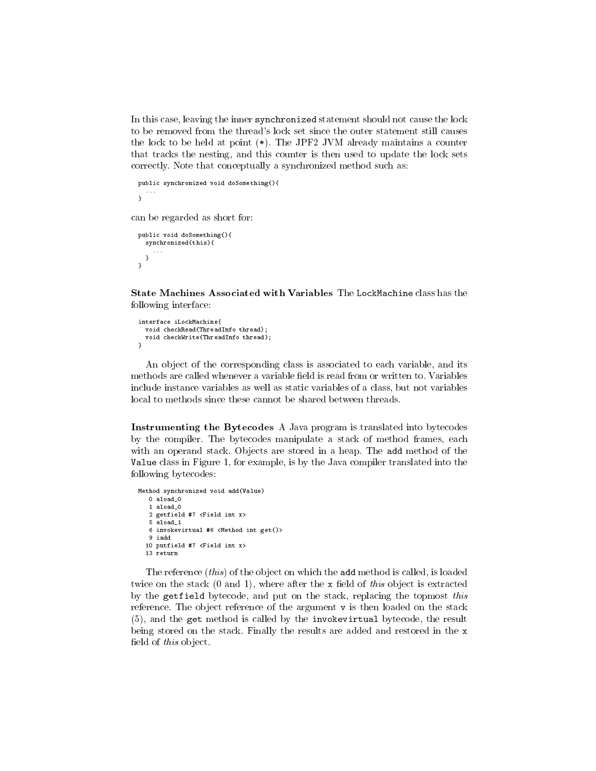In this case, leaving the inner `synchronized` statement should not cause the lock to be removed from the thread's lock set since the outer statement still causes the lock to be held at point (*). The JPF2 JVM already maintains a counter that tracks the nesting, and this counter is then used to update the lock sets correctly. Note that conceptually a synchronized method such as:

```
public synchronized void doSomething(){
  ...
}
```

can be regarded as short for:

```
public void doSomething(){
  synchronized(this){
    ...
  }
}
```

**State Machines Associated with Variables** The `LockMachine` class has the following interface:

```
interface iLockMachine{
  void checkRead(ThreadInfo thread);
  void checkWrite(ThreadInfo thread);
}
```

An object of the corresponding class is associated to each variable, and its methods are called whenever a variable field is read from or written to. Variables include instance variables as well as static variables of a class, but not variables local to methods since these cannot be shared between threads.

**Instrumenting the Bytecodes** A Java program is translated into bytecodes by the compiler. The bytecodes manipulate a stack of method frames, each with an operand stack. Objects are stored in a heap. The `add` method of the `Value` class in Figure 1, for example, is by the Java compiler translated into the following bytecodes:

```
Method synchronized void add(Value)
   0 aload_0
   1 aload_0
   2 getfield #7 <Field int x>
   5 aload_1
   6 invokevirtual #6 <Method int get()>
   9 iadd
  10 putfield #7 <Field int x>
  13 return
```

The reference (*this*) of the object on which the `add` method is called, is loaded twice on the stack (0 and 1), where after the `x` field of *this* object is extracted by the `getfield` bytecode, and put on the stack, replacing the topmost *this* reference. The object reference of the argument `v` is then loaded on the stack (5), and the `get` method is called by the `invokevirtual` bytecode, the result being stored on the stack. Finally the results are added and restored in the `x` field of *this* object.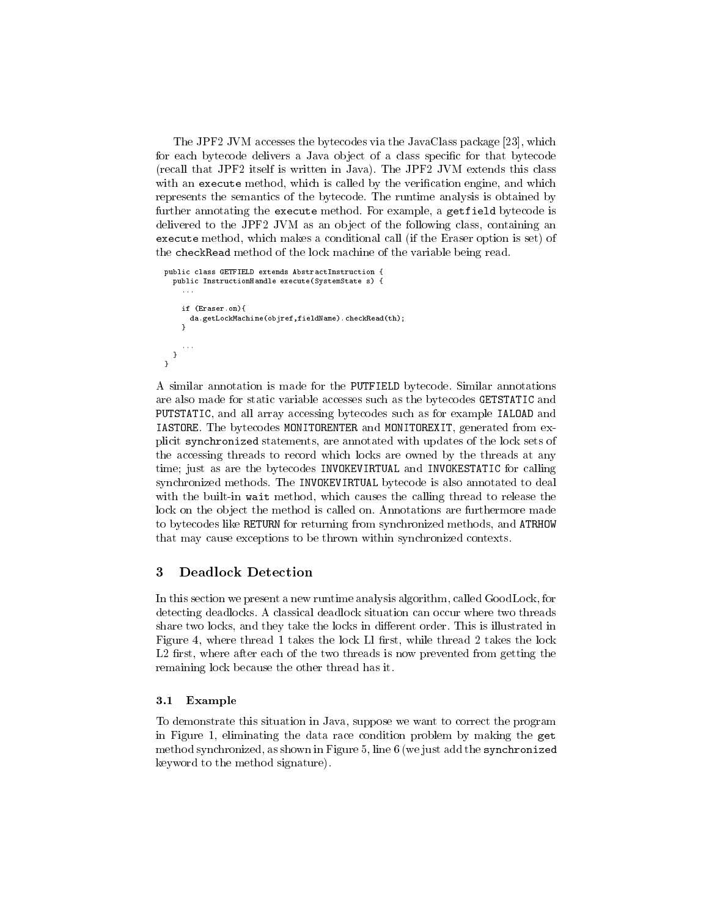The JPF2 JVM accesses the bytecodes via the JavaClass package [23], which for each bytecode delivers a Java object of a class specific for that bytecode (recall that JPF2 itself is written in Java). The JPF2 JVM extends this class with an `execute` method, which is called by the verification engine, and which represents the semantics of the bytecode. The runtime analysis is obtained by further annotating the `execute` method. For example, a `getfield` bytecode is delivered to the JPF2 JVM as an object of the following class, containing an `execute` method, which makes a conditional call (if the Eraser option is set) of the `checkRead` method of the lock machine of the variable being read.

```
public class GETFIELD extends AbstractInstruction {
  public InstructionHandle execute(SystemState s) {
    ...

    if (Eraser.on){
      da.getLockMachine(objref,fieldName).checkRead(th);
    }

    ...
  }
}
```

A similar annotation is made for the `PUTFIELD` bytecode. Similar annotations are also made for static variable accesses such as the bytecodes `GETSTATIC` and `PUTSTATIC`, and all array accessing bytecodes such as for example `IALOAD` and `IASTORE`. The bytecodes `MONITORENTER` and `MONITOREXIT`, generated from explicit `synchronized` statements, are annotated with updates of the lock sets of the accessing threads to record which locks are owned by the threads at any time; just as are the bytecodes `INVOKEVIRTUAL` and `INVOKESTATIC` for calling synchronized methods. The `INVOKEVIRTUAL` bytecode is also annotated to deal with the built-in `wait` method, which causes the calling thread to release the lock on the object the method is called on. Annotations are furthermore made to bytecodes like `RETURN` for returning from synchronized methods, and `ATRHOW` that may cause exceptions to be thrown within synchronized contexts.

## 3 Deadlock Detection

In this section we present a new runtime analysis algorithm, called GoodLock, for detecting deadlocks. A classical deadlock situation can occur where two threads share two locks, and they take the locks in different order. This is illustrated in Figure 4, where thread 1 takes the lock L1 first, while thread 2 takes the lock L2 first, where after each of the two threads is now prevented from getting the remaining lock because the other thread has it.

### 3.1 Example

To demonstrate this situation in Java, suppose we want to correct the program in Figure 1, eliminating the data race condition problem by making the `get` method synchronized, as shown in Figure 5, line 6 (we just add the `synchronized` keyword to the method signature).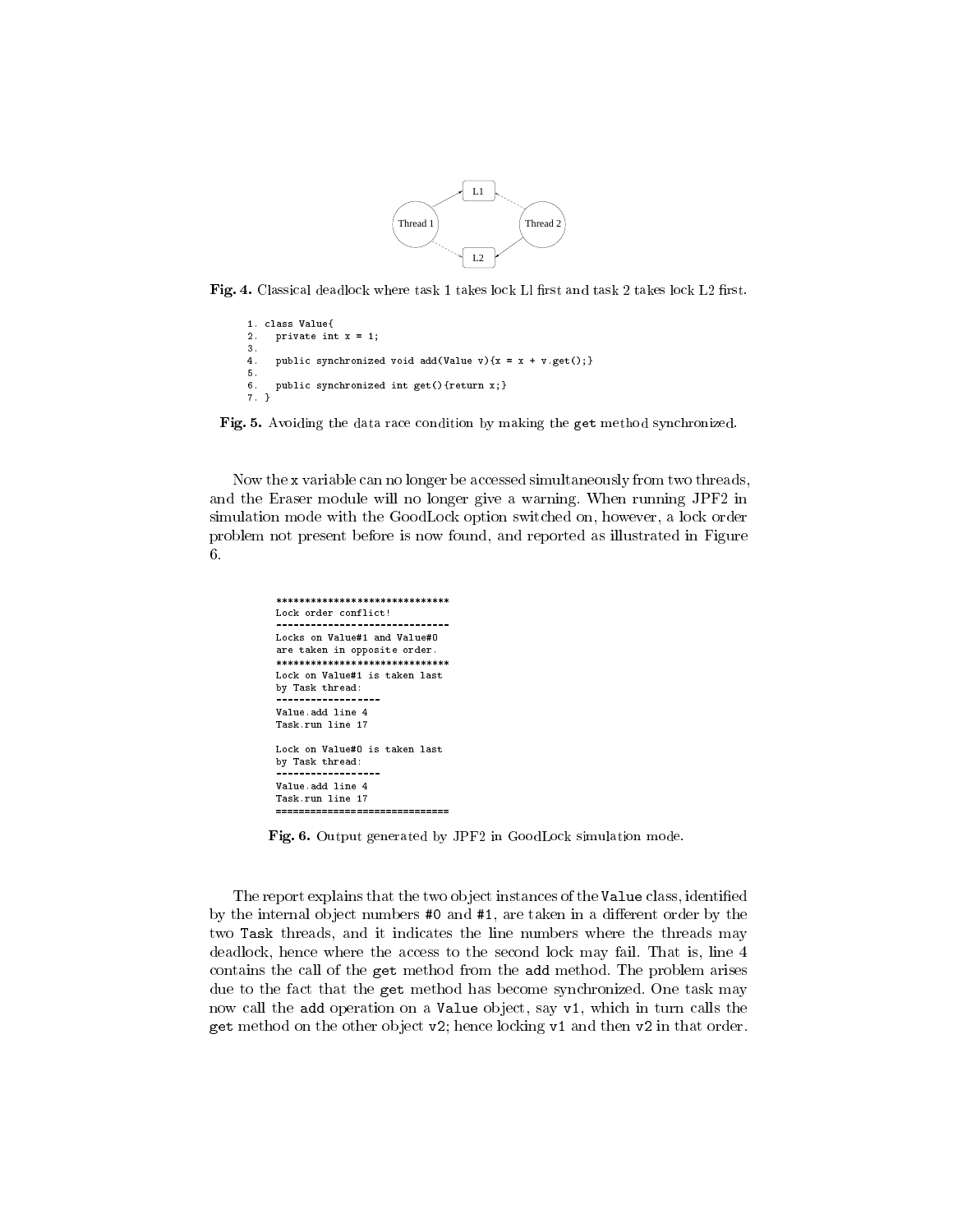L1

Thread 1

Thread 2

L2

**Fig. 4.** Classical deadlock where task 1 takes lock Ll first and task 2 takes lock L2 first.

```
1. class Value{
2.   private int x = 1;
3.
4.   public synchronized void add(Value v){x = x + v.get();}
5.
6.   public synchronized int get(){return x;}
7. }
```

**Fig. 5.** Avoiding the data race condition by making the `get` method synchronized.

Now the `x` variable can no longer be accessed simultaneously from two threads, and the Eraser module will no longer give a warning. When running JPF2 in simulation mode with the GoodLock option switched on, however, a lock order problem not present before is now found, and reported as illustrated in Figure 6.

```
******************************
Lock order conflict!
------------------------------
Locks on Value#1 and Value#0
are taken in opposite order.
******************************
Lock on Value#1 is taken last
by Task thread:
------------------
Value.add line 4
Task.run line 17

Lock on Value#0 is taken last
by Task thread:
------------------
Value.add line 4
Task.run line 17
==============================
```

**Fig. 6.** Output generated by JPF2 in GoodLock simulation mode.

The report explains that the two object instances of the `Value` class, identified by the internal object numbers `#0` and `#1`, are taken in a different order by the two `Task` threads, and it indicates the line numbers where the threads may deadlock, hence where the access to the second lock may fail. That is, line 4 contains the call of the `get` method from the `add` method. The problem arises due to the fact that the `get` method has become synchronized. One task may now call the `add` operation on a `Value` object, say `v1`, which in turn calls the `get` method on the other object `v2`; hence locking `v1` and then `v2` in that order.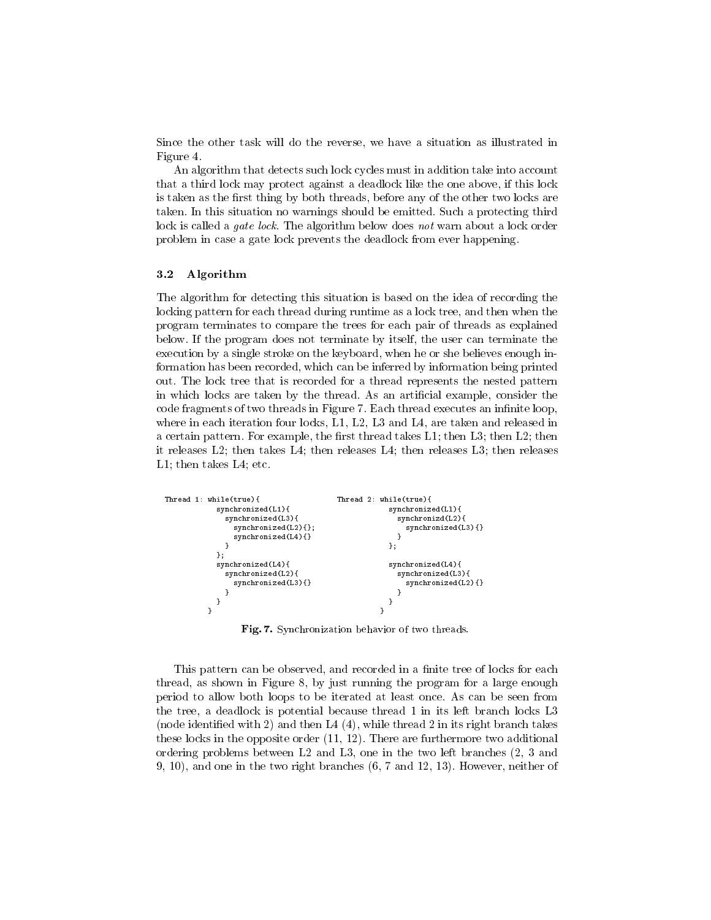Since the other task will do the reverse, we have a situation as illustrated in Figure 4.

An algorithm that detects such lock cycles must in addition take into account that a third lock may protect against a deadlock like the one above, if this lock is taken as the first thing by both threads, before any of the other two locks are taken. In this situation no warnings should be emitted. Such a protecting third lock is called a *gate lock*. The algorithm below does *not* warn about a lock order problem in case a gate lock prevents the deadlock from ever happening.

### 3.2 Algorithm

The algorithm for detecting this situation is based on the idea of recording the locking pattern for each thread during runtime as a lock tree, and then when the program terminates to compare the trees for each pair of threads as explained below. If the program does not terminate by itself, the user can terminate the execution by a single stroke on the keyboard, when he or she believes enough information has been recorded, which can be inferred by information being printed out. The lock tree that is recorded for a thread represents the nested pattern in which locks are taken by the thread. As an artificial example, consider the code fragments of two threads in Figure 7. Each thread executes an infinite loop, where in each iteration four locks, L1, L2, L3 and L4, are taken and released in a certain pattern. For example, the first thread takes L1; then L3; then L2; then it releases L2; then takes L4; then releases L4; then releases L3; then releases L1; then takes L4; etc.

```
Thread 1: while(true){                   Thread 2: while(true){
            synchronized(L1){                        synchronized(L1){
              synchronized(L3){                        synchronizd(L2){
                synchronized(L2){};                      synchronized(L3){}
                synchronized(L4){}                     }
              }                                      };
            };
            synchronized(L4){                        synchronized(L4){
              synchronized(L2){                        synchronized(L3){
                synchronized(L3){}                       synchronized(L2){}
              }                                        }
            }                                        }
          }                                        }
```

**Fig. 7.** Synchronization behavior of two threads.

This pattern can be observed, and recorded in a finite tree of locks for each thread, as shown in Figure 8, by just running the program for a large enough period to allow both loops to be iterated at least once. As can be seen from the tree, a deadlock is potential because thread 1 in its left branch locks L3 (node identified with 2) and then L4 (4), while thread 2 in its right branch takes these locks in the opposite order (11, 12). There are furthermore two additional ordering problems between L2 and L3, one in the two left branches (2, 3 and 9, 10), and one in the two right branches (6, 7 and 12, 13). However, neither of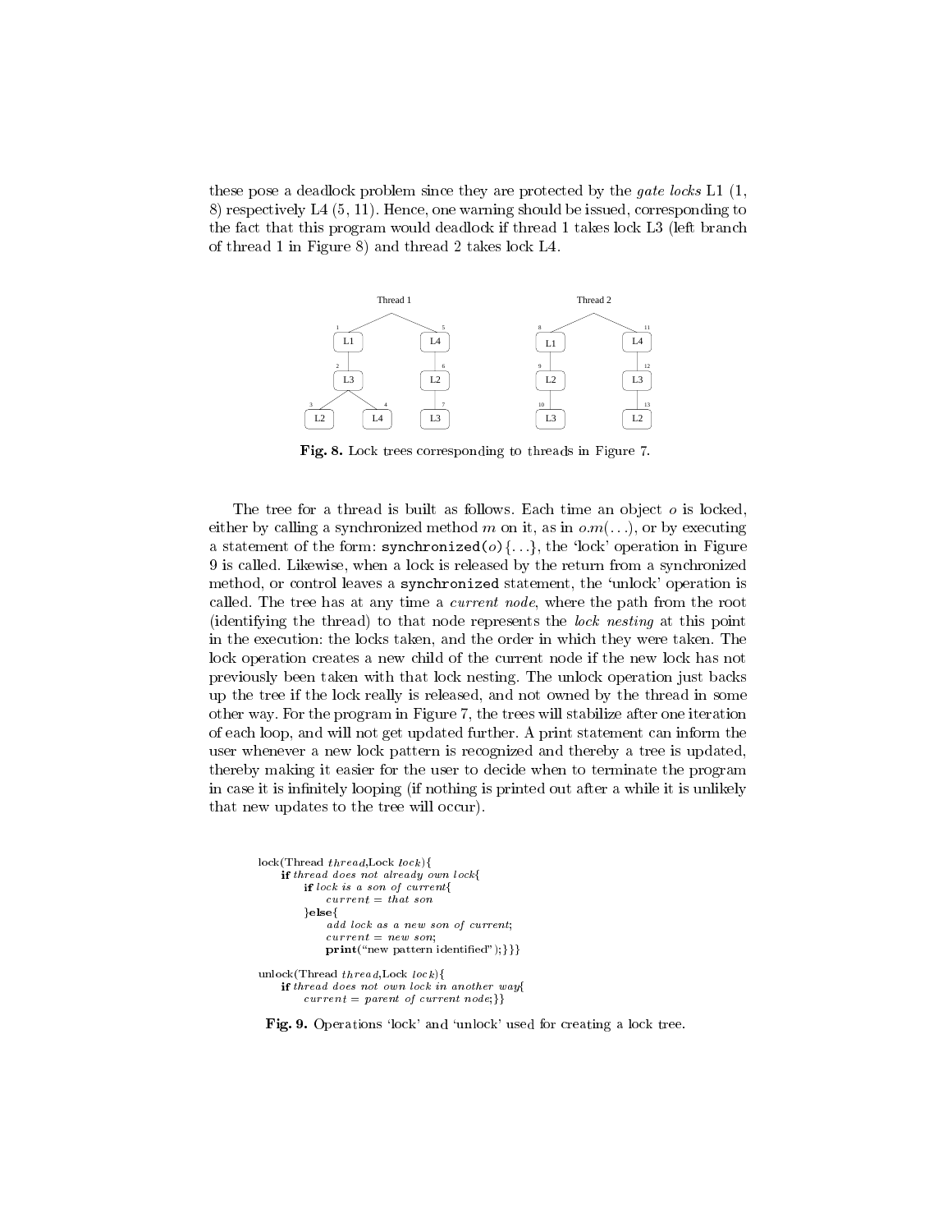these pose a deadlock problem since they are protected by the *gate locks* L1 (1, 8) respectively L4 (5, 11). Hence, one warning should be issued, corresponding to the fact that this program would deadlock if thread 1 takes lock L3 (left branch of thread 1 in Figure 8) and thread 2 takes lock L4.

Thread 1

1 L1
2 L3
3 L2
4 L4
5 L4
6 L2
7 L3

Thread 2

8 L1
9 L2
10 L3
11 L4
12 L3
13 L2

**Fig. 8.** Lock trees corresponding to threads in Figure 7.

The tree for a thread is built as follows. Each time an object $o$ is locked, either by calling a synchronized method $m$ on it, as in $o.m(\ldots)$, or by executing a statement of the form: `synchronized(`$o$`){...}`, the 'lock' operation in Figure 9 is called. Likewise, when a lock is released by the return from a synchronized method, or control leaves a `synchronized` statement, the 'unlock' operation is called. The tree has at any time a *current node*, where the path from the root (identifying the thread) to that node represents the *lock nesting* at this point in the execution: the locks taken, and the order in which they were taken. The lock operation creates a new child of the current node if the new lock has not previously been taken with that lock nesting. The unlock operation just backs up the tree if the lock really is released, and not owned by the thread in some other way. For the program in Figure 7, the trees will stabilize after one iteration of each loop, and will not get updated further. A print statement can inform the user whenever a new lock pattern is recognized and thereby a tree is updated, thereby making it easier for the user to decide when to terminate the program in case it is infinitely looping (if nothing is printed out after a while it is unlikely that new updates to the tree will occur).

```
lock(Thread thread,Lock lock){
  if thread does not already own lock{
    if lock is a son of current{
      current = that son
    }else{
      add lock as a new son of current;
      current = new son;
      print("new pattern identified");}}}

unlock(Thread thread,Lock lock){
  if thread does not own lock in another way{
    current = parent of current node;}}
```

**Fig. 9.** Operations 'lock' and 'unlock' used for creating a lock tree.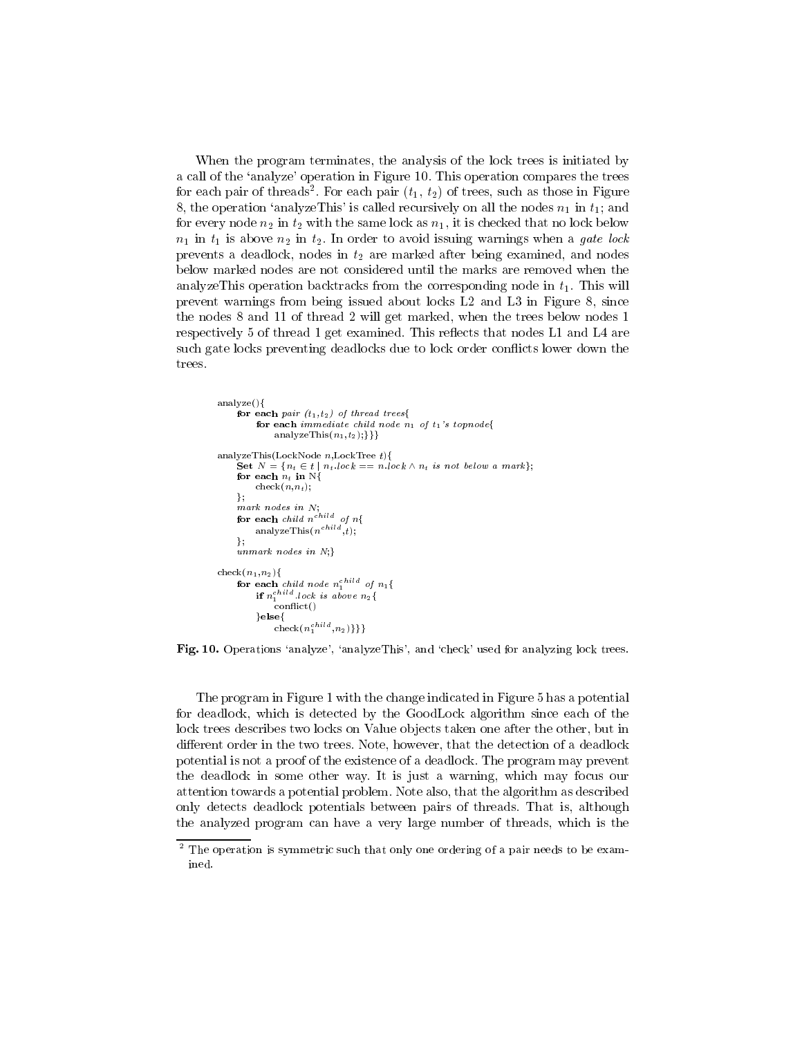When the program terminates, the analysis of the lock trees is initiated by a call of the 'analyze' operation in Figure 10. This operation compares the trees for each pair of threads[2]. For each pair ($t_1$, $t_2$) of trees, such as those in Figure 8, the operation 'analyzeThis' is called recursively on all the nodes $n_1$ in $t_1$; and for every node $n_2$ in $t_2$ with the same lock as $n_1$, it is checked that no lock below $n_1$ in $t_1$ is above $n_2$ in $t_2$. In order to avoid issuing warnings when a *gate lock* prevents a deadlock, nodes in $t_2$ are marked after being examined, and nodes below marked nodes are not considered until the marks are removed when the analyzeThis operation backtracks from the corresponding node in $t_1$. This will prevent warnings from being issued about locks L2 and L3 in Figure 8, since the nodes 8 and 11 of thread 2 will get marked, when the trees below nodes 1 respectively 5 of thread 1 get examined. This reflects that nodes L1 and L4 are such gate locks preventing deadlocks due to lock order conflicts lower down the trees.

```
analyze(){
    for each pair (t1,t2) of thread trees{
        for each immediate child node n1 of t1's topnode{
            analyzeThis(n1,t2);}}}

analyzeThis(LockNode n,LockTree t){
    Set N = {nt ∈ t | nt.lock == n.lock ∧ nt is not below a mark};
    for each nt in N{
        check(n,nt);
    };
    mark nodes in N;
    for each child n^child of n{
        analyzeThis(n^child,t);
    };
    unmark nodes in N;}

check(n1,n2){
    for each child node n1^child of n1{
        if n1^child.lock is above n2{
            conflict()
        }else{
            check(n1^child,n2)}}}
```

**Fig. 10.** Operations 'analyze', 'analyzeThis', and 'check' used for analyzing lock trees.

The program in Figure 1 with the change indicated in Figure 5 has a potential for deadlock, which is detected by the GoodLock algorithm since each of the lock trees describes two locks on Value objects taken one after the other, but in different order in the two trees. Note, however, that the detection of a deadlock potential is not a proof of the existence of a deadlock. The program may prevent the deadlock in some other way. It is just a warning, which may focus our attention towards a potential problem. Note also, that the algorithm as described only detects deadlock potentials between pairs of threads. That is, although the analyzed program can have a very large number of threads, which is the

[2] The operation is symmetric such that only one ordering of a pair needs to be examined.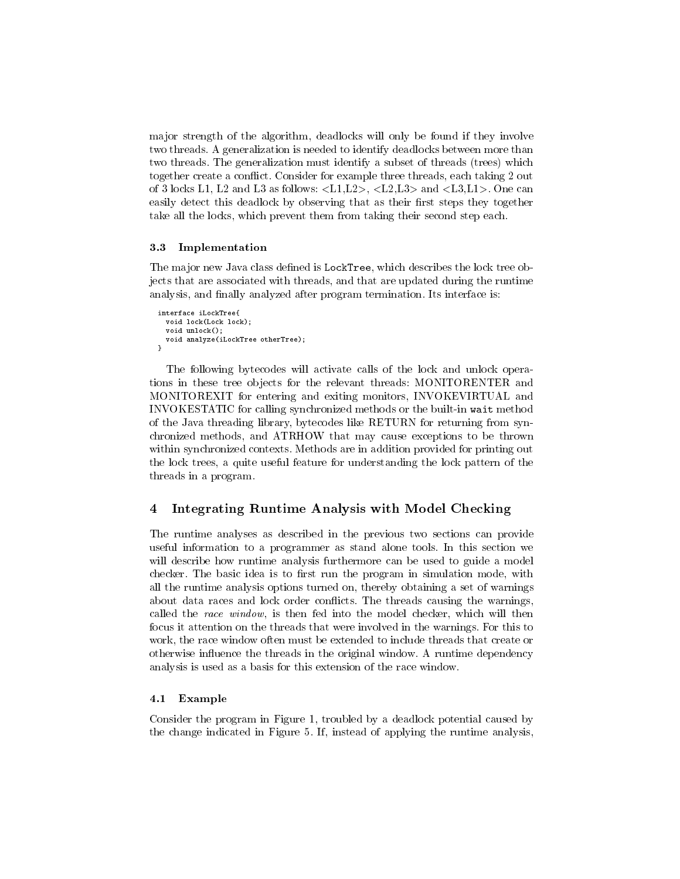major strength of the algorithm, deadlocks will only be found if they involve two threads. A generalization is needed to identify deadlocks between more than two threads. The generalization must identify a subset of threads (trees) which together create a conflict. Consider for example three threads, each taking 2 out of 3 locks L1, L2 and L3 as follows: <L1,L2>, <L2,L3> and <L3,L1>. One can easily detect this deadlock by observing that as their first steps they together take all the locks, which prevent them from taking their second step each.

### 3.3 Implementation

The major new Java class defined is `LockTree`, which describes the lock tree objects that are associated with threads, and that are updated during the runtime analysis, and finally analyzed after program termination. Its interface is:

```
interface iLockTree{
  void lock(Lock lock);
  void unlock();
  void analyze(iLockTree otherTree);
}
```

The following bytecodes will activate calls of the lock and unlock operations in these tree objects for the relevant threads: MONITORENTER and MONITOREXIT for entering and exiting monitors, INVOKEVIRTUAL and INVOKESTATIC for calling synchronized methods or the built-in `wait` method of the Java threading library, bytecodes like RETURN for returning from synchronized methods, and ATRHOW that may cause exceptions to be thrown within synchronized contexts. Methods are in addition provided for printing out the lock trees, a quite useful feature for understanding the lock pattern of the threads in a program.

## 4 Integrating Runtime Analysis with Model Checking

The runtime analyses as described in the previous two sections can provide useful information to a programmer as stand alone tools. In this section we will describe how runtime analysis furthermore can be used to guide a model checker. The basic idea is to first run the program in simulation mode, with all the runtime analysis options turned on, thereby obtaining a set of warnings about data races and lock order conflicts. The threads causing the warnings, called the *race window*, is then fed into the model checker, which will then focus it attention on the threads that were involved in the warnings. For this to work, the race window often must be extended to include threads that create or otherwise influence the threads in the original window. A runtime dependency analysis is used as a basis for this extension of the race window.

### 4.1 Example

Consider the program in Figure 1, troubled by a deadlock potential caused by the change indicated in Figure 5. If, instead of applying the runtime analysis,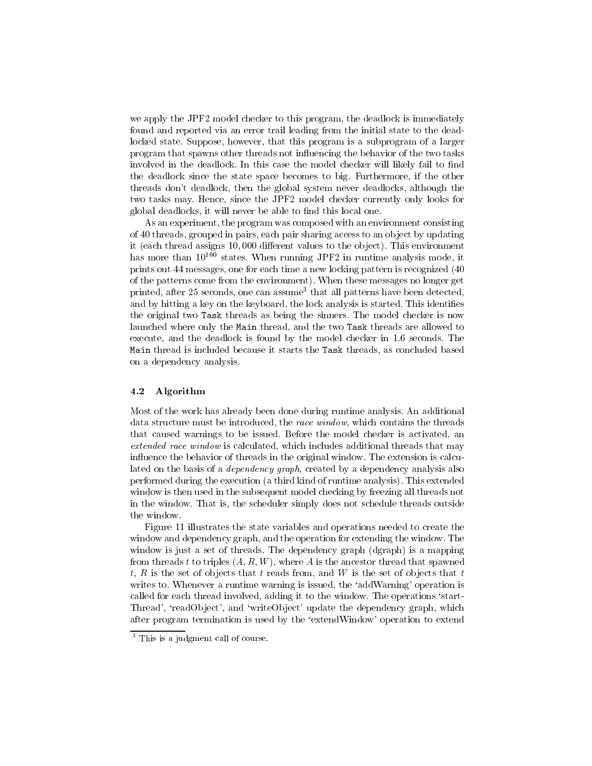we apply the JPF2 model checker to this program, the deadlock is immediately found and reported via an error trail leading from the initial state to the deadlocked state. Suppose, however, that this program is a subprogram of a larger program that spawns other threads not influencing the behavior of the two tasks involved in the deadlock. In this case the model checker will likely fail to find the deadlock since the state space becomes to big. Furthermore, if the other threads don't deadlock, then the global system never deadlocks, although the two tasks may. Hence, since the JPF2 model checker currently only looks for global deadlocks, it will never be able to find this local one.

As an experiment, the program was composed with an environment consisting of 40 threads, grouped in pairs, each pair sharing access to an object by updating it (each thread assigns 10,000 different values to the object). This environment has more than $10^{160}$ states. When running JPF2 in runtime analysis mode, it prints out 44 messages, one for each time a new locking pattern is recognized (40 of the patterns come from the environment). When these messages no longer get printed, after 25 seconds, one can assume[3] that all patterns have been detected, and by hitting a key on the keyboard, the lock analysis is started. This identifies the original two `Task` threads as being the sinners. The model checker is now launched where only the `Main` thread, and the two `Task` threads are allowed to execute, and the deadlock is found by the model checker in 1.6 seconds. The `Main` thread is included because it starts the `Task` threads, as concluded based on a dependency analysis.

### 4.2 Algorithm

Most of the work has already been done during runtime analysis. An additional data structure must be introduced, the *race window*, which contains the threads that caused warnings to be issued. Before the model checker is activated, an *extended race window* is calculated, which includes additional threads that may influence the behavior of threads in the original window. The extension is calculated on the basis of a *dependency graph*, created by a dependency analysis also performed during the execution (a third kind of runtime analysis). This extended window is then used in the subsequent model checking by freezing all threads not in the window. That is, the scheduler simply does not schedule threads outside the window.

Figure 11 illustrates the state variables and operations needed to create the window and dependency graph, and the operation for extending the window. The window is just a set of threads. The dependency graph (dgraph) is a mapping from threads $t$ to triples $(A, R, W)$, where $A$ is the ancestor thread that spawned $t$, $R$ is the set of objects that $t$ reads from, and $W$ is the set of objects that $t$ writes to. Whenever a runtime warning is issued, the 'addWarning' operation is called for each thread involved, adding it to the window. The operations 'startThread', 'readObject', and 'writeObject' update the dependency graph, which after program termination is used by the 'extendWindow' operation to extend

[3] This is a judgment call of course.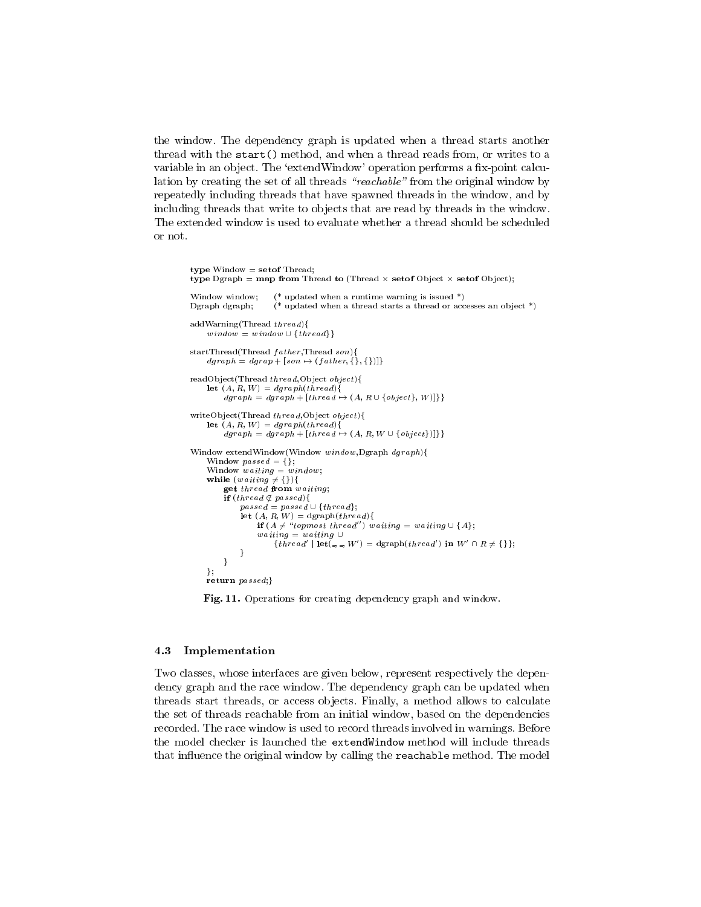the window. The dependency graph is updated when a thread starts another thread with the `start()` method, and when a thread reads from, or writes to a variable in an object. The 'extendWindow' operation performs a fix-point calculation by creating the set of all threads *"reachable"* from the original window by repeatedly including threads that have spawned threads in the window, and by including threads that write to objects that are read by threads in the window. The extended window is used to evaluate whether a thread should be scheduled or not.

```
type Window = setof Thread;
type Dgraph = map from Thread to (Thread × setof Object × setof Object);

Window window;    (* updated when a runtime warning is issued *)
Dgraph dgraph;    (* updated when a thread starts a thread or accesses an object *)

addWarning(Thread thread){
    window = window ∪ {thread}}

startThread(Thread father,Thread son){
    dgraph = dgrap + [son ↦ (father, {}, {})]}

readObject(Thread thread,Object object){
    let (A, R, W) = dgraph(thread){
        dgraph = dgraph + [thread ↦ (A, R ∪ {object}, W)]}}

writeObject(Thread thread,Object object){
    let (A, R, W) = dgraph(thread){
        dgraph = dgraph + [thread ↦ (A, R, W ∪ {object})]}}

Window extendWindow(Window window,Dgraph dgraph){
    Window passed = {};
    Window waiting = window;
    while (waiting ≠ {}){
        get thread from waiting;
        if (thread ∉ passed){
            passed = passed ∪ {thread};
            let (A, R, W) = dgraph(thread){
                if (A ≠ "topmost thread") waiting = waiting ∪ {A};
                waiting = waiting ∪
                    {thread' | let(_, _, W') = dgraph(thread') in W' ∩ R ≠ {}};
            }
        }
    };
    return passed;}
```

**Fig. 11.** Operations for creating dependency graph and window.

### 4.3 Implementation

Two classes, whose interfaces are given below, represent respectively the dependency graph and the race window. The dependency graph can be updated when threads start threads, or access objects. Finally, a method allows to calculate the set of threads reachable from an initial window, based on the dependencies recorded. The race window is used to record threads involved in warnings. Before the model checker is launched the `extendWindow` method will include threads that influence the original window by calling the `reachable` method. The model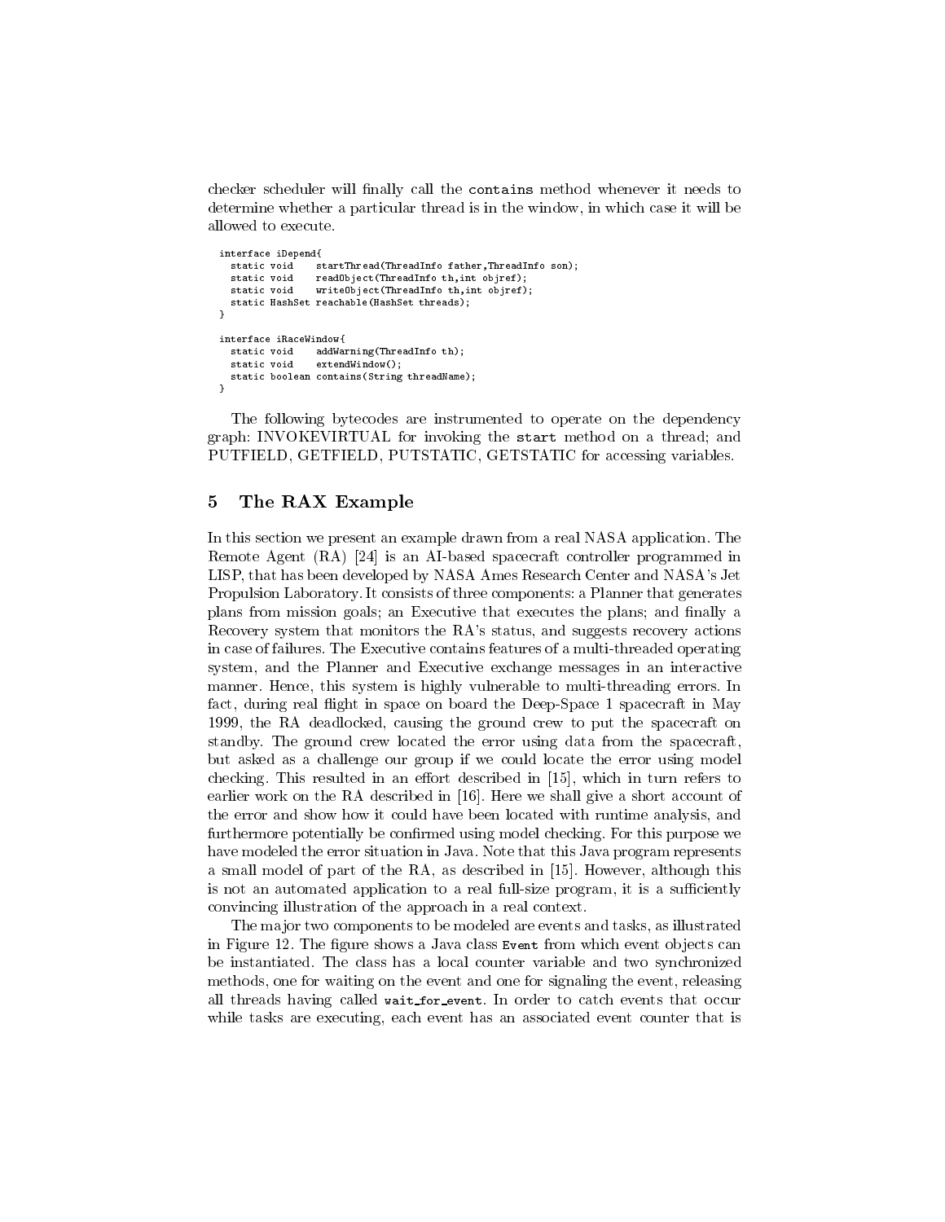checker scheduler will finally call the `contains` method whenever it needs to determine whether a particular thread is in the window, in which case it will be allowed to execute.

```
interface iDepend{
  static void    startThread(ThreadInfo father,ThreadInfo son);
  static void    readObject(ThreadInfo th,int objref);
  static void    writeObject(ThreadInfo th,int objref);
  static HashSet reachable(HashSet threads);
}

interface iRaceWindow{
  static void    addWarning(ThreadInfo th);
  static void    extendWindow();
  static boolean contains(String threadName);
}
```

The following bytecodes are instrumented to operate on the dependency graph: INVOKEVIRTUAL for invoking the `start` method on a thread; and PUTFIELD, GETFIELD, PUTSTATIC, GETSTATIC for accessing variables.

## 5 The RAX Example

In this section we present an example drawn from a real NASA application. The Remote Agent (RA) [24] is an AI-based spacecraft controller programmed in LISP, that has been developed by NASA Ames Research Center and NASA's Jet Propulsion Laboratory. It consists of three components: a Planner that generates plans from mission goals; an Executive that executes the plans; and finally a Recovery system that monitors the RA's status, and suggests recovery actions in case of failures. The Executive contains features of a multi-threaded operating system, and the Planner and Executive exchange messages in an interactive manner. Hence, this system is highly vulnerable to multi-threading errors. In fact, during real flight in space on board the Deep-Space 1 spacecraft in May 1999, the RA deadlocked, causing the ground crew to put the spacecraft on standby. The ground crew located the error using data from the spacecraft, but asked as a challenge our group if we could locate the error using model checking. This resulted in an effort described in [15], which in turn refers to earlier work on the RA described in [16]. Here we shall give a short account of the error and show how it could have been located with runtime analysis, and furthermore potentially be confirmed using model checking. For this purpose we have modeled the error situation in Java. Note that this Java program represents a small model of part of the RA, as described in [15]. However, although this is not an automated application to a real full-size program, it is a sufficiently convincing illustration of the approach in a real context.

The major two components to be modeled are events and tasks, as illustrated in Figure 12. The figure shows a Java class `Event` from which event objects can be instantiated. The class has a local counter variable and two synchronized methods, one for waiting on the event and one for signaling the event, releasing all threads having called `wait_for_event`. In order to catch events that occur while tasks are executing, each event has an associated event counter that is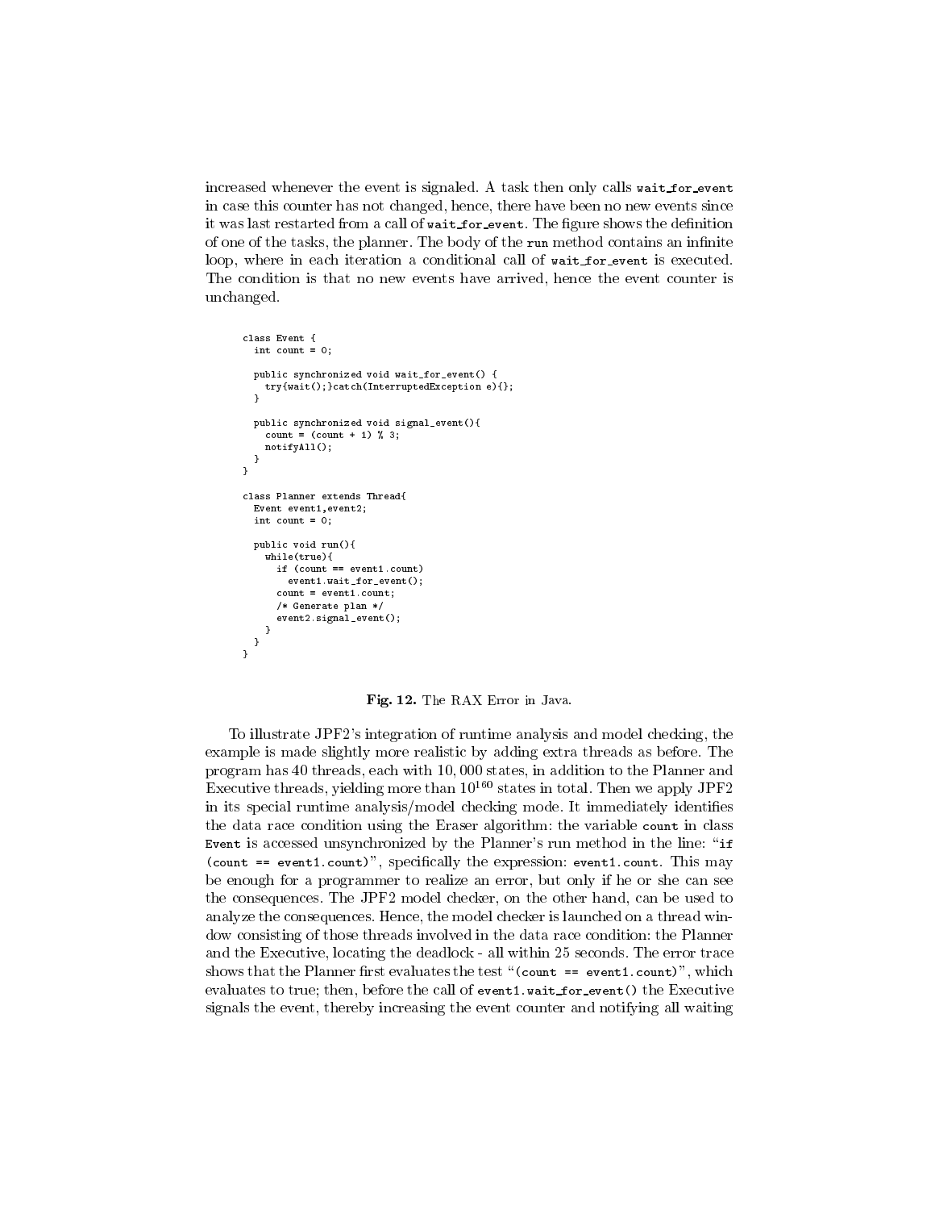increased whenever the event is signaled. A task then only calls `wait_for_event` in case this counter has not changed, hence, there have been no new events since it was last restarted from a call of `wait_for_event`. The figure shows the definition of one of the tasks, the planner. The body of the `run` method contains an infinite loop, where in each iteration a conditional call of `wait_for_event` is executed. The condition is that no new events have arrived, hence the event counter is unchanged.

```
class Event {
  int count = 0;

  public synchronized void wait_for_event() {
    try{wait();}catch(InterruptedException e){};
  }

  public synchronized void signal_event(){
    count = (count + 1) % 3;
    notifyAll();
  }
}

class Planner extends Thread{
  Event event1,event2;
  int count = 0;

  public void run(){
    while(true){
      if (count == event1.count)
        event1.wait_for_event();
      count = event1.count;
      /* Generate plan */
      event2.signal_event();
    }
  }
}
```

**Fig. 12.** The RAX Error in Java.

To illustrate JPF2's integration of runtime analysis and model checking, the example is made slightly more realistic by adding extra threads as before. The program has 40 threads, each with 10,000 states, in addition to the Planner and Executive threads, yielding more than $10^{160}$ states in total. Then we apply JPF2 in its special runtime analysis/model checking mode. It immediately identifies the data race condition using the Eraser algorithm: the variable `count` in class `Event` is accessed unsynchronized by the Planner's run method in the line: "`if (count == event1.count)`", specifically the expression: `event1.count`. This may be enough for a programmer to realize an error, but only if he or she can see the consequences. The JPF2 model checker, on the other hand, can be used to analyze the consequences. Hence, the model checker is launched on a thread window consisting of those threads involved in the data race condition: the Planner and the Executive, locating the deadlock - all within 25 seconds. The error trace shows that the Planner first evaluates the test "`(count == event1.count)`", which evaluates to true; then, before the call of `event1.wait_for_event()` the Executive signals the event, thereby increasing the event counter and notifying all waiting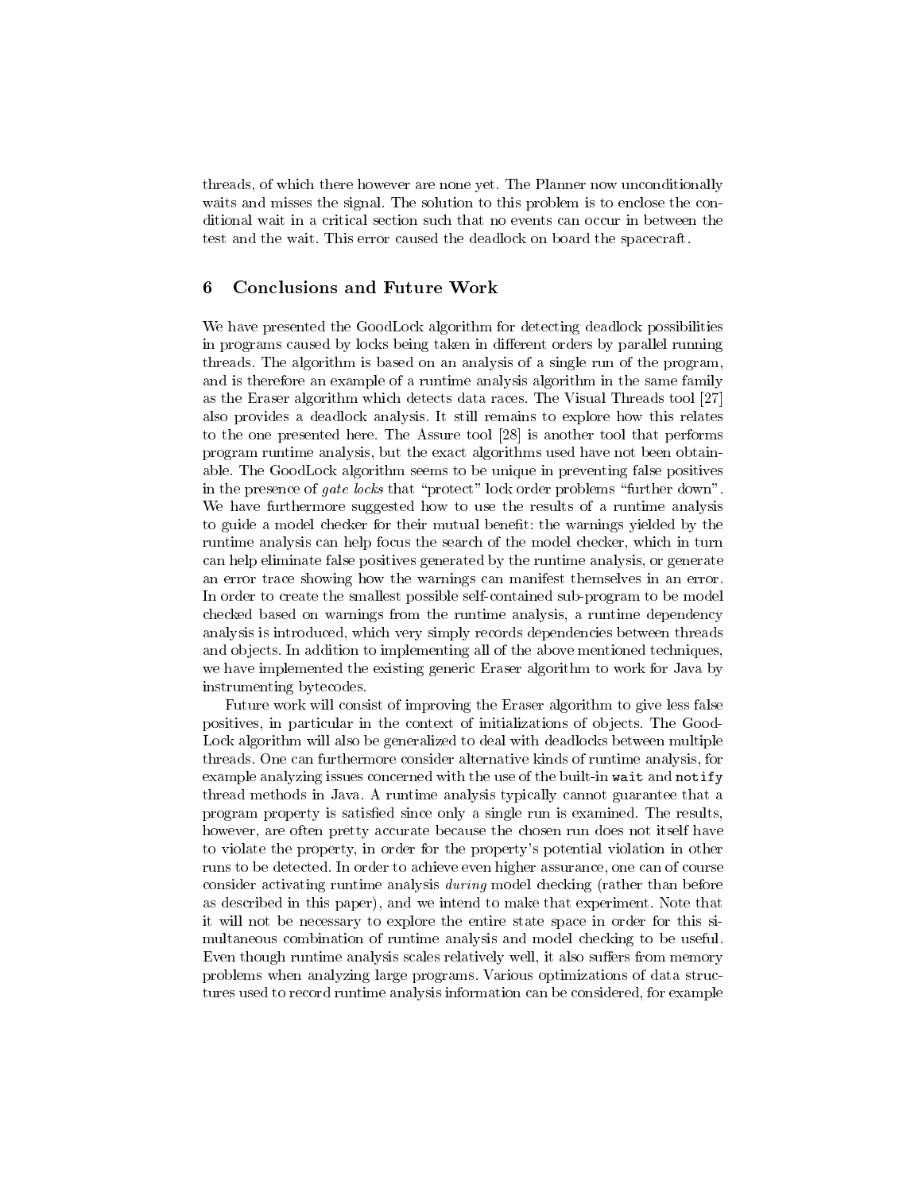threads, of which there however are none yet. The Planner now unconditionally waits and misses the signal. The solution to this problem is to enclose the conditional wait in a critical section such that no events can occur in between the test and the wait. This error caused the deadlock on board the spacecraft.

## 6 Conclusions and Future Work

We have presented the GoodLock algorithm for detecting deadlock possibilities in programs caused by locks being taken in different orders by parallel running threads. The algorithm is based on an analysis of a single run of the program, and is therefore an example of a runtime analysis algorithm in the same family as the Eraser algorithm which detects data races. The Visual Threads tool [27] also provides a deadlock analysis. It still remains to explore how this relates to the one presented here. The Assure tool [28] is another tool that performs program runtime analysis, but the exact algorithms used have not been obtainable. The GoodLock algorithm seems to be unique in preventing false positives in the presence of *gate locks* that "protect" lock order problems "further down". We have furthermore suggested how to use the results of a runtime analysis to guide a model checker for their mutual benefit: the warnings yielded by the runtime analysis can help focus the search of the model checker, which in turn can help eliminate false positives generated by the runtime analysis, or generate an error trace showing how the warnings can manifest themselves in an error. In order to create the smallest possible self-contained sub-program to be model checked based on warnings from the runtime analysis, a runtime dependency analysis is introduced, which very simply records dependencies between threads and objects. In addition to implementing all of the above mentioned techniques, we have implemented the existing generic Eraser algorithm to work for Java by instrumenting bytecodes.

Future work will consist of improving the Eraser algorithm to give less false positives, in particular in the context of initializations of objects. The GoodLock algorithm will also be generalized to deal with deadlocks between multiple threads. One can furthermore consider alternative kinds of runtime analysis, for example analyzing issues concerned with the use of the built-in `wait` and `notify` thread methods in Java. A runtime analysis typically cannot guarantee that a program property is satisfied since only a single run is examined. The results, however, are often pretty accurate because the chosen run does not itself have to violate the property, in order for the property's potential violation in other runs to be detected. In order to achieve even higher assurance, one can of course consider activating runtime analysis *during* model checking (rather than before as described in this paper), and we intend to make that experiment. Note that it will not be necessary to explore the entire state space in order for this simultaneous combination of runtime analysis and model checking to be useful. Even though runtime analysis scales relatively well, it also suffers from memory problems when analyzing large programs. Various optimizations of data structures used to record runtime analysis information can be considered, for example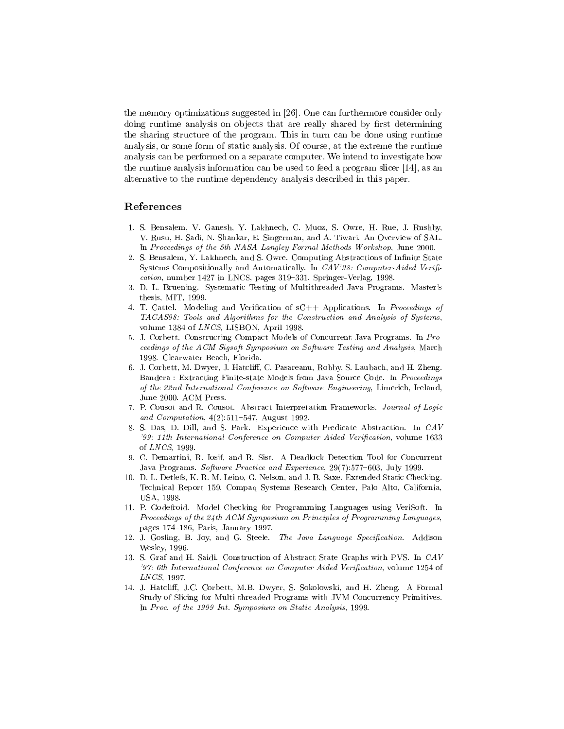the memory optimizations suggested in [26]. One can furthermore consider only doing runtime analysis on objects that are really shared by first determining the sharing structure of the program. This in turn can be done using runtime analysis, or some form of static analysis. Of course, at the extreme the runtime analysis can be performed on a separate computer. We intend to investigate how the runtime analysis information can be used to feed a program slicer [14], as an alternative to the runtime dependency analysis described in this paper.

## References

1. S. Bensalem, V. Ganesh, Y. Lakhnech, C. Muoz, S. Owre, H. Rue, J. Rushby, V. Rusu, H. Sadi, N. Shankar, E. Singerman, and A. Tiwari. An Overview of SAL. In *Proceedings of the 5th NASA Langley Formal Methods Workshop*, June 2000.
2. S. Bensalem, Y. Lakhnech, and S. Owre. Computing Abstractions of Infinite State Systems Compositionally and Automatically. In *CAV'98: Computer-Aided Verification*, number 1427 in LNCS, pages 319–331. Springer-Verlag, 1998.
3. D. L. Bruening. Systematic Testing of Multithreaded Java Programs. Master's thesis, MIT, 1999.
4. T. Cattel. Modeling and Verification of sC++ Applications. In *Proceedings of TACAS98: Tools and Algorithms for the Construction and Analysis of Systems*, volume 1384 of *LNCS*, LISBON, April 1998.
5. J. Corbett. Constructing Compact Models of Concurrent Java Programs. In *Proceedings of the ACM Sigsoft Symposium on Software Testing and Analysis*, March 1998. Clearwater Beach, Florida.
6. J. Corbett, M. Dwyer, J. Hatcliff, C. Pasareanu, Robby, S. Laubach, and H. Zheng. Bandera : Extracting Finite-state Models from Java Source Code. In *Proceedings of the 22nd International Conference on Software Engineering*, Limerich, Ireland, June 2000. ACM Press.
7. P. Cousot and R. Cousot. Abstract Interpretation Frameworks. *Journal of Logic and Computation*, 4(2):511–547, August 1992.
8. S. Das, D. Dill, and S. Park. Experience with Predicate Abstraction. In *CAV '99: 11th International Conference on Computer Aided Verification*, volume 1633 of *LNCS*, 1999.
9. C. Demartini, R. Iosif, and R. Sist. A Deadlock Detection Tool for Concurrent Java Programs. *Software Practice and Experience*, 29(7):577–603, July 1999.
10. D. L. Detlefs, K. R. M. Leino, G. Nelson, and J. B. Saxe. Extended Static Checking. Technical Report 159, Compaq Systems Research Center, Palo Alto, California, USA, 1998.
11. P. Godefroid. Model Checking for Programming Languages using VeriSoft. In *Proceedings of the 24th ACM Symposium on Principles of Programming Languages*, pages 174–186, Paris, January 1997.
12. J. Gosling, B. Joy, and G. Steele. *The Java Language Specification*. Addison Wesley, 1996.
13. S. Graf and H. Saidi. Construction of Abstract State Graphs with PVS. In *CAV '97: 6th International Conference on Computer Aided Verification*, volume 1254 of *LNCS*, 1997.
14. J. Hatcliff, J.C. Corbett, M.B. Dwyer, S. Sokolowski, and H. Zheng. A Formal Study of Slicing for Multi-threaded Programs with JVM Concurrency Primitives. In *Proc. of the 1999 Int. Symposium on Static Analysis*, 1999.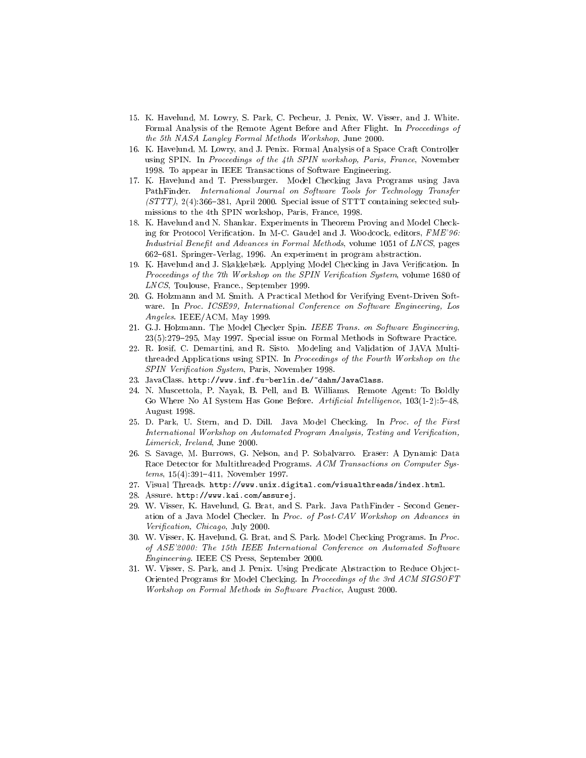15. K. Havelund, M. Lowry, S. Park, C. Pecheur, J. Penix, W. Visser, and J. White. Formal Analysis of the Remote Agent Before and After Flight. In *Proceedings of the 5th NASA Langley Formal Methods Workshop*, June 2000.
16. K. Havelund, M. Lowry, and J. Penix. Formal Analysis of a Space Craft Controller using SPIN. In *Proceedings of the 4th SPIN workshop, Paris, France*, November 1998. To appear in IEEE Transactions of Software Engineering.
17. K. Havelund and T. Pressburger. Model Checking Java Programs using Java PathFinder. *International Journal on Software Tools for Technology Transfer (STTT)*, 2(4):366–381, April 2000. Special issue of STTT containing selected submissions to the 4th SPIN workshop, Paris, France, 1998.
18. K. Havelund and N. Shankar. Experiments in Theorem Proving and Model Checking for Protocol Verification. In M-C. Gaudel and J. Woodcock, editors, *FME'96: Industrial Benefit and Advances in Formal Methods*, volume 1051 of *LNCS*, pages 662–681. Springer-Verlag, 1996. An experiment in program abstraction.
19. K. Havelund and J. Skakkebæk. Applying Model Checking in Java Verification. In *Proceedings of the 7th Workshop on the SPIN Verification System*, volume 1680 of *LNCS*, Toulouse, France., September 1999.
20. G. Holzmann and M. Smith. A Practical Method for Verifying Event-Driven Software. In *Proc. ICSE99, International Conference on Software Engineering, Los Angeles*. IEEE/ACM, May 1999.
21. G.J. Holzmann. The Model Checker Spin. *IEEE Trans. on Software Engineering*, 23(5):279–295, May 1997. Special issue on Formal Methods in Software Practice.
22. R. Iosif, C. Demartini, and R. Sisto. Modeling and Validation of JAVA Multithreaded Applications using SPIN. In *Proceedings of the Fourth Workshop on the SPIN Verification System*, Paris, November 1998.
23. JavaClass. `http://www.inf.fu-berlin.de/~dahm/JavaClass`.
24. N. Muscettola, P. Nayak, B. Pell, and B. Williams. Remote Agent: To Boldly Go Where No AI System Has Gone Before. *Artificial Intelligence*, 103(1-2):5–48, August 1998.
25. D. Park, U. Stern, and D. Dill. Java Model Checking. In *Proc. of the First International Workshop on Automated Program Analysis, Testing and Verification, Limerick, Ireland*, June 2000.
26. S. Savage, M. Burrows, G. Nelson, and P. Sobalvarro. Eraser: A Dynamic Data Race Detector for Multithreaded Programs. *ACM Transactions on Computer Systems*, 15(4):391–411, November 1997.
27. Visual Threads. `http://www.unix.digital.com/visualthreads/index.html`.
28. Assure. `http://www.kai.com/assurej`.
29. W. Visser, K. Havelund, G. Brat, and S. Park. Java PathFinder - Second Generation of a Java Model Checker. In *Proc. of Post-CAV Workshop on Advances in Verification, Chicago*, July 2000.
30. W. Visser, K. Havelund, G. Brat, and S. Park. Model Checking Programs. In *Proc. of ASE'2000: The 15th IEEE International Conference on Automated Software Engineering*. IEEE CS Press, September 2000.
31. W. Visser, S. Park, and J. Penix. Using Predicate Abstraction to Reduce Object-Oriented Programs for Model Checking. In *Proceedings of the 3rd ACM SIGSOFT Workshop on Formal Methods in Software Practice*, August 2000.